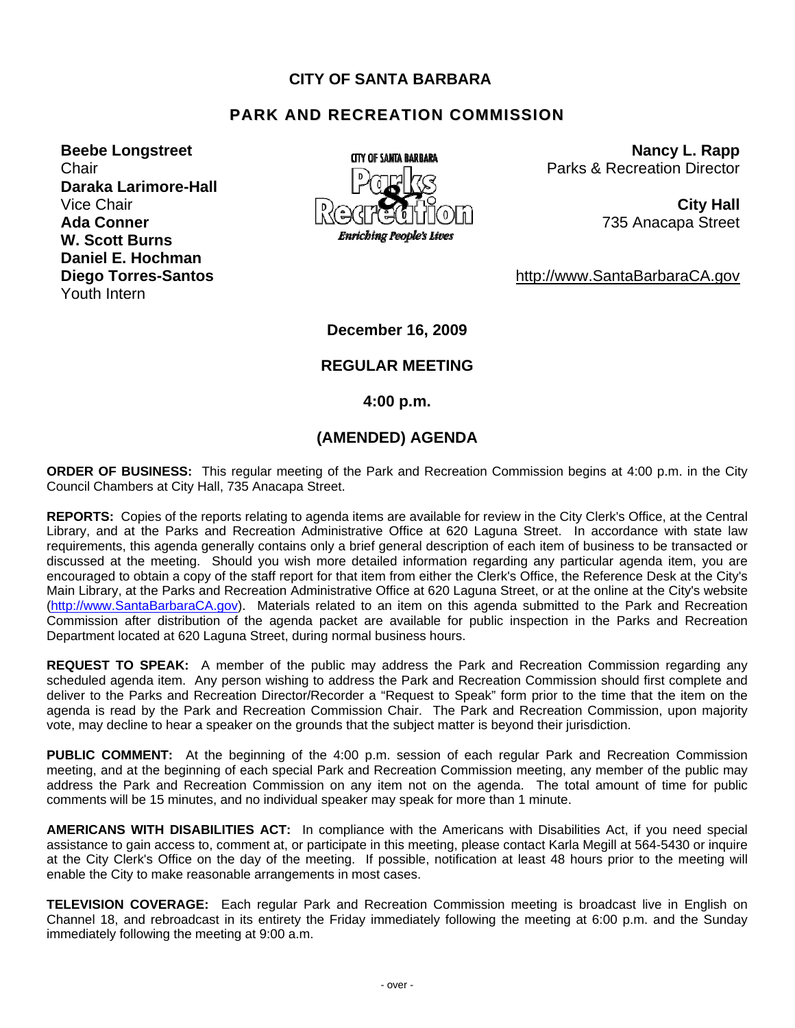# CITY OF SANTA BARBARA

## PARK AND RECREATION COMMISSION

**Beebe Longstreet**
Chair
**Daraka Larimore-Hall**
Vice Chair
**Ada Conner**
**W. Scott Burns**
**Daniel E. Hochman**
**Diego Torres-Santos**
Youth Intern

**Nancy L. Rapp**
Parks & Recreation Director

**City Hall**
735 Anacapa Street

http://www.SantaBarbaraCA.gov

**December 16, 2009**

**REGULAR MEETING**

**4:00 p.m.**

**(AMENDED) AGENDA**

**ORDER OF BUSINESS:** This regular meeting of the Park and Recreation Commission begins at 4:00 p.m. in the City Council Chambers at City Hall, 735 Anacapa Street.

**REPORTS:** Copies of the reports relating to agenda items are available for review in the City Clerk's Office, at the Central Library, and at the Parks and Recreation Administrative Office at 620 Laguna Street. In accordance with state law requirements, this agenda generally contains only a brief general description of each item of business to be transacted or discussed at the meeting. Should you wish more detailed information regarding any particular agenda item, you are encouraged to obtain a copy of the staff report for that item from either the Clerk's Office, the Reference Desk at the City's Main Library, at the Parks and Recreation Administrative Office at 620 Laguna Street, or at the online at the City's website (http://www.SantaBarbaraCA.gov). Materials related to an item on this agenda submitted to the Park and Recreation Commission after distribution of the agenda packet are available for public inspection in the Parks and Recreation Department located at 620 Laguna Street, during normal business hours.

**REQUEST TO SPEAK:** A member of the public may address the Park and Recreation Commission regarding any scheduled agenda item. Any person wishing to address the Park and Recreation Commission should first complete and deliver to the Parks and Recreation Director/Recorder a "Request to Speak" form prior to the time that the item on the agenda is read by the Park and Recreation Commission Chair. The Park and Recreation Commission, upon majority vote, may decline to hear a speaker on the grounds that the subject matter is beyond their jurisdiction.

**PUBLIC COMMENT:** At the beginning of the 4:00 p.m. session of each regular Park and Recreation Commission meeting, and at the beginning of each special Park and Recreation Commission meeting, any member of the public may address the Park and Recreation Commission on any item not on the agenda. The total amount of time for public comments will be 15 minutes, and no individual speaker may speak for more than 1 minute.

**AMERICANS WITH DISABILITIES ACT:** In compliance with the Americans with Disabilities Act, if you need special assistance to gain access to, comment at, or participate in this meeting, please contact Karla Megill at 564-5430 or inquire at the City Clerk's Office on the day of the meeting. If possible, notification at least 48 hours prior to the meeting will enable the City to make reasonable arrangements in most cases.

**TELEVISION COVERAGE:** Each regular Park and Recreation Commission meeting is broadcast live in English on Channel 18, and rebroadcast in its entirety the Friday immediately following the meeting at 6:00 p.m. and the Sunday immediately following the meeting at 9:00 a.m.

- over -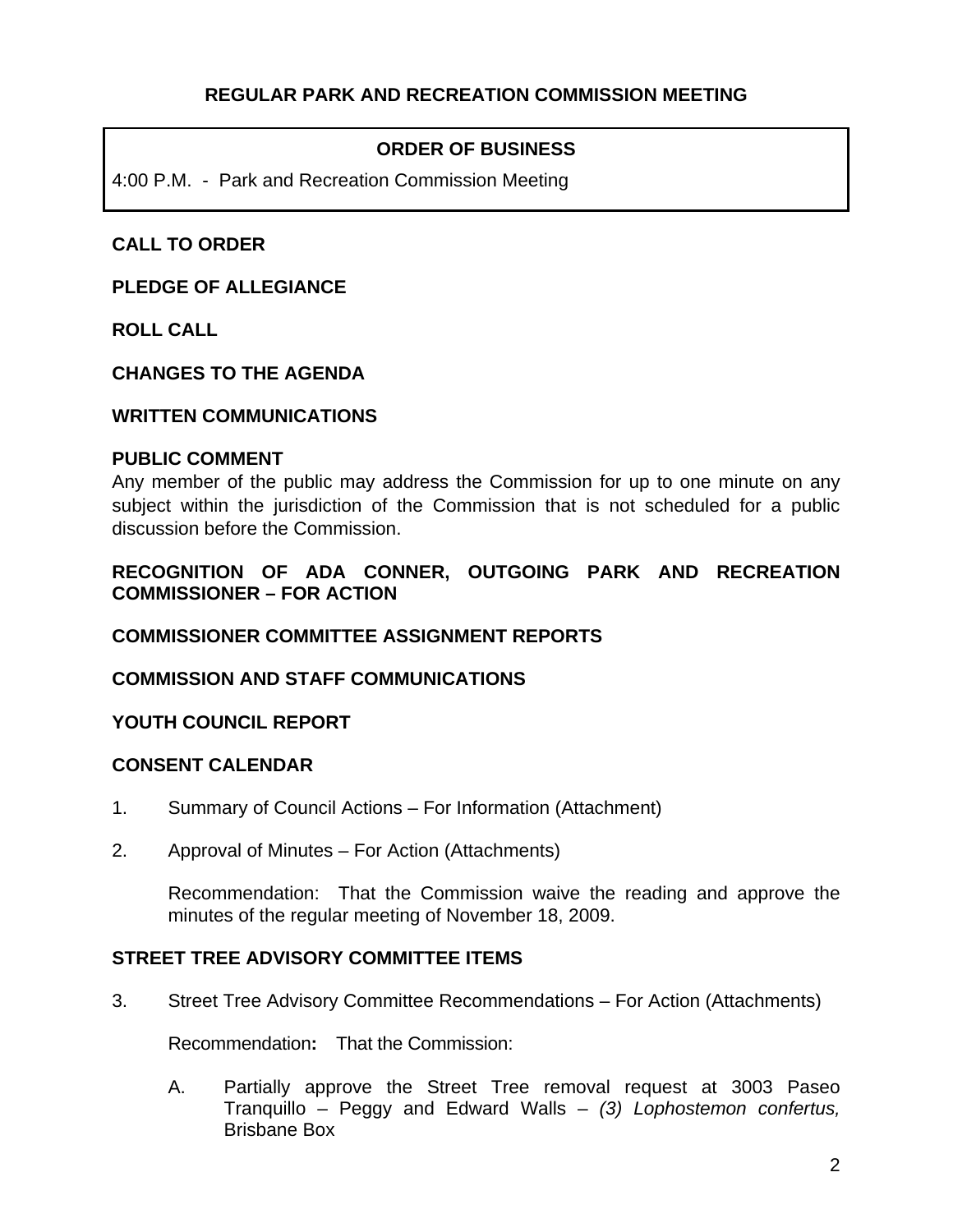## REGULAR PARK AND RECREATION COMMISSION MEETING

| **ORDER OF BUSINESS** |
| --- |
| 4:00 P.M. - Park and Recreation Commission Meeting |

**CALL TO ORDER**

**PLEDGE OF ALLEGIANCE**

**ROLL CALL**

**CHANGES TO THE AGENDA**

**WRITTEN COMMUNICATIONS**

**PUBLIC COMMENT**

Any member of the public may address the Commission for up to one minute on any subject within the jurisdiction of the Commission that is not scheduled for a public discussion before the Commission.

**RECOGNITION OF ADA CONNER, OUTGOING PARK AND RECREATION COMMISSIONER – FOR ACTION**

**COMMISSIONER COMMITTEE ASSIGNMENT REPORTS**

**COMMISSION AND STAFF COMMUNICATIONS**

**YOUTH COUNCIL REPORT**

**CONSENT CALENDAR**

1. Summary of Council Actions – For Information (Attachment)

2. Approval of Minutes – For Action (Attachments)

   Recommendation: That the Commission waive the reading and approve the minutes of the regular meeting of November 18, 2009.

**STREET TREE ADVISORY COMMITTEE ITEMS**

3. Street Tree Advisory Committee Recommendations – For Action (Attachments)

   Recommendation**:** That the Commission:

   A. Partially approve the Street Tree removal request at 3003 Paseo Tranquillo – Peggy and Edward Walls – *(3) Lophostemon confertus,* Brisbane Box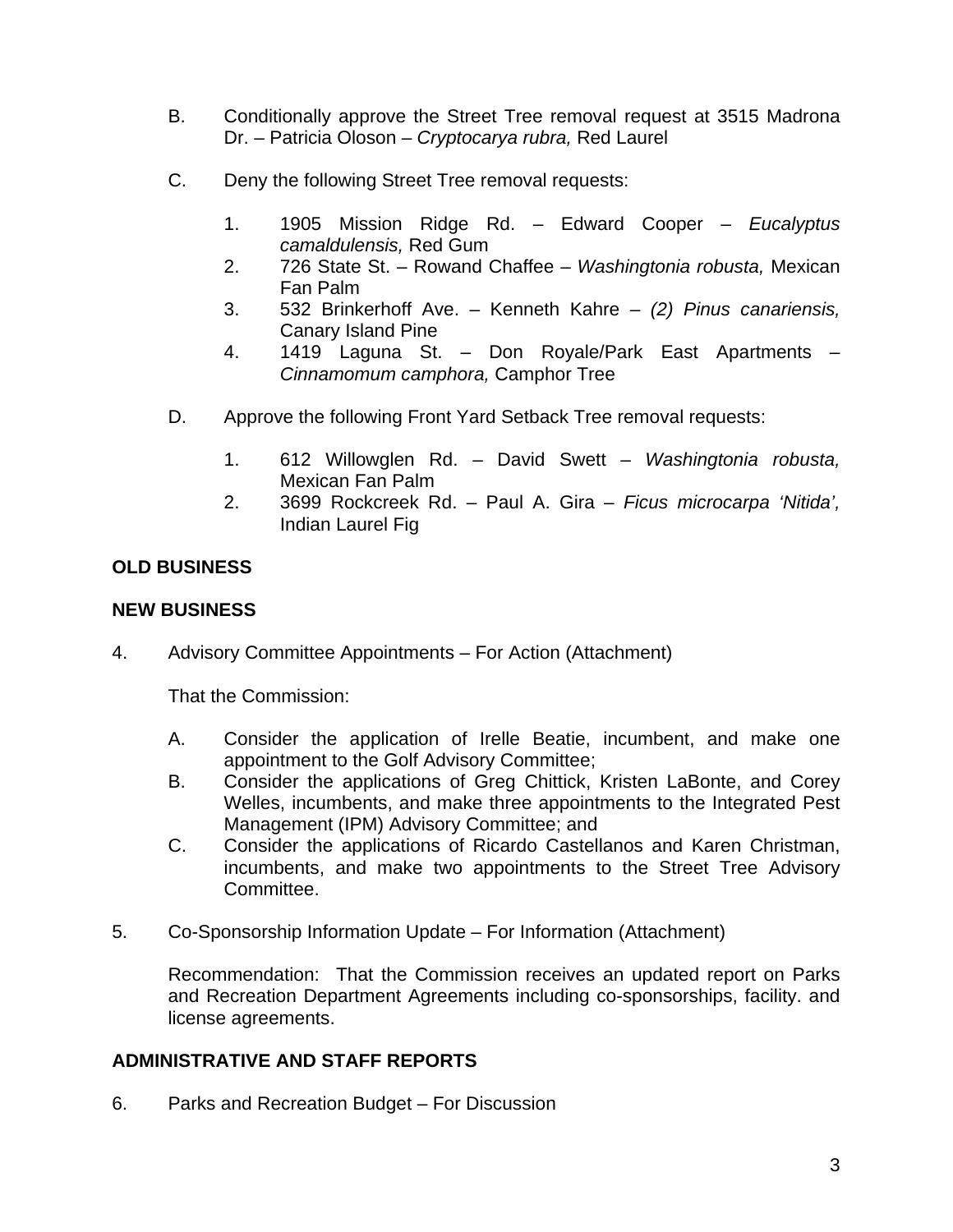B. Conditionally approve the Street Tree removal request at 3515 Madrona Dr. – Patricia Oloson – *Cryptocarya rubra,* Red Laurel

C. Deny the following Street Tree removal requests:

   1. 1905 Mission Ridge Rd. – Edward Cooper – *Eucalyptus camaldulensis,* Red Gum
   2. 726 State St. – Rowand Chaffee – *Washingtonia robusta,* Mexican Fan Palm
   3. 532 Brinkerhoff Ave. – Kenneth Kahre – *(2) Pinus canariensis,* Canary Island Pine
   4. 1419 Laguna St. – Don Royale/Park East Apartments – *Cinnamomum camphora,* Camphor Tree

D. Approve the following Front Yard Setback Tree removal requests:

   1. 612 Willowglen Rd. – David Swett – *Washingtonia robusta,* Mexican Fan Palm
   2. 3699 Rockcreek Rd. – Paul A. Gira – *Ficus microcarpa 'Nitida',* Indian Laurel Fig

**OLD BUSINESS**

**NEW BUSINESS**

4. Advisory Committee Appointments – For Action (Attachment)

   That the Commission:

   A. Consider the application of Irelle Beatie, incumbent, and make one appointment to the Golf Advisory Committee;
   B. Consider the applications of Greg Chittick, Kristen LaBonte, and Corey Welles, incumbents, and make three appointments to the Integrated Pest Management (IPM) Advisory Committee; and
   C. Consider the applications of Ricardo Castellanos and Karen Christman, incumbents, and make two appointments to the Street Tree Advisory Committee.

5. Co-Sponsorship Information Update – For Information (Attachment)

   Recommendation: That the Commission receives an updated report on Parks and Recreation Department Agreements including co-sponsorships, facility. and license agreements.

**ADMINISTRATIVE AND STAFF REPORTS**

6. Parks and Recreation Budget – For Discussion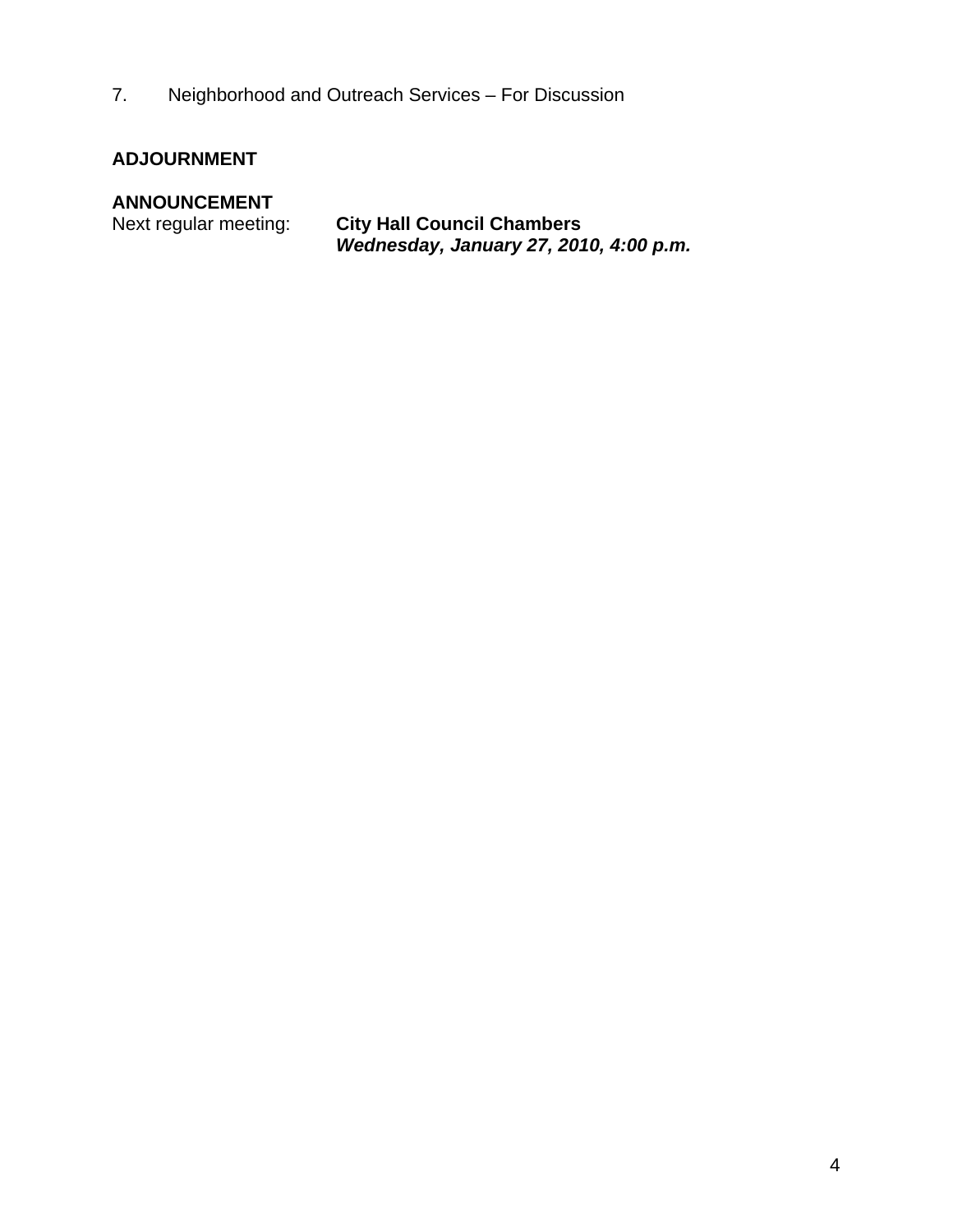7. Neighborhood and Outreach Services – For Discussion

**ADJOURNMENT**

**ANNOUNCEMENT**

Next regular meeting: **City Hall Council Chambers**
***Wednesday, January 27, 2010, 4:00 p.m.***